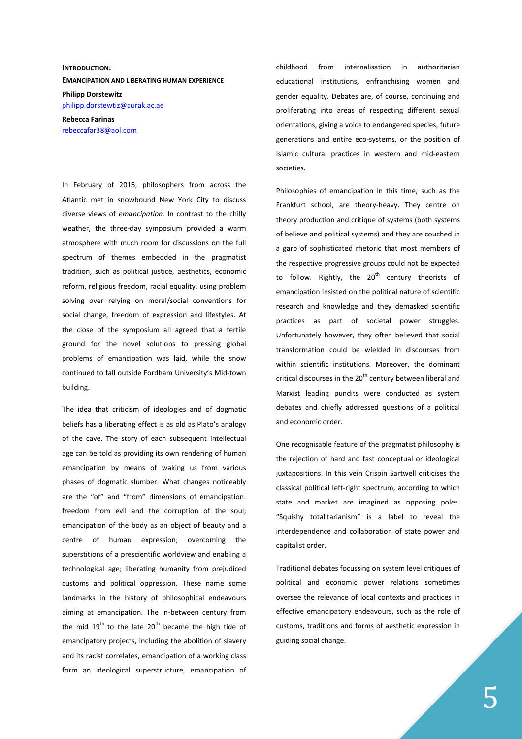**INTRODUCTION:**

**EMANCIPATION AND LIBERATING HUMAN EXPERIENCE**

**Philipp Dorstewitz**
philipp.dorstewtiz@aurak.ac.ae

**Rebecca Farinas**
rebeccafar38@aol.com

In February of 2015, philosophers from across the Atlantic met in snowbound New York City to discuss diverse views of *emancipation.* In contrast to the chilly weather, the three-day symposium provided a warm atmosphere with much room for discussions on the full spectrum of themes embedded in the pragmatist tradition, such as political justice, aesthetics, economic reform, religious freedom, racial equality, using problem solving over relying on moral/social conventions for social change, freedom of expression and lifestyles. At the close of the symposium all agreed that a fertile ground for the novel solutions to pressing global problems of emancipation was laid, while the snow continued to fall outside Fordham University's Mid-town building.

The idea that criticism of ideologies and of dogmatic beliefs has a liberating effect is as old as Plato's analogy of the cave. The story of each subsequent intellectual age can be told as providing its own rendering of human emancipation by means of waking us from various phases of dogmatic slumber. What changes noticeably are the "of" and "from" dimensions of emancipation: freedom from evil and the corruption of the soul; emancipation of the body as an object of beauty and a centre of human expression; overcoming the superstitions of a prescientific worldview and enabling a technological age; liberating humanity from prejudiced customs and political oppression. These name some landmarks in the history of philosophical endeavours aiming at emancipation. The in-between century from the mid 19th to the late 20th became the high tide of emancipatory projects, including the abolition of slavery and its racist correlates, emancipation of a working class form an ideological superstructure, emancipation of childhood from internalisation in authoritarian educational institutions, enfranchising women and gender equality. Debates are, of course, continuing and proliferating into areas of respecting different sexual orientations, giving a voice to endangered species, future generations and entire eco-systems, or the position of Islamic cultural practices in western and mid-eastern societies.

Philosophies of emancipation in this time, such as the Frankfurt school, are theory-heavy. They centre on theory production and critique of systems (both systems of believe and political systems) and they are couched in a garb of sophisticated rhetoric that most members of the respective progressive groups could not be expected to follow. Rightly, the 20th century theorists of emancipation insisted on the political nature of scientific research and knowledge and they demasked scientific practices as part of societal power struggles. Unfortunately however, they often believed that social transformation could be wielded in discourses from within scientific institutions. Moreover, the dominant critical discourses in the 20th century between liberal and Marxist leading pundits were conducted as system debates and chiefly addressed questions of a political and economic order.

One recognisable feature of the pragmatist philosophy is the rejection of hard and fast conceptual or ideological juxtapositions. In this vein Crispin Sartwell criticises the classical political left-right spectrum, according to which state and market are imagined as opposing poles. "Squishy totalitarianism" is a label to reveal the interdependence and collaboration of state power and capitalist order.

Traditional debates focussing on system level critiques of political and economic power relations sometimes oversee the relevance of local contexts and practices in effective emancipatory endeavours, such as the role of customs, traditions and forms of aesthetic expression in guiding social change.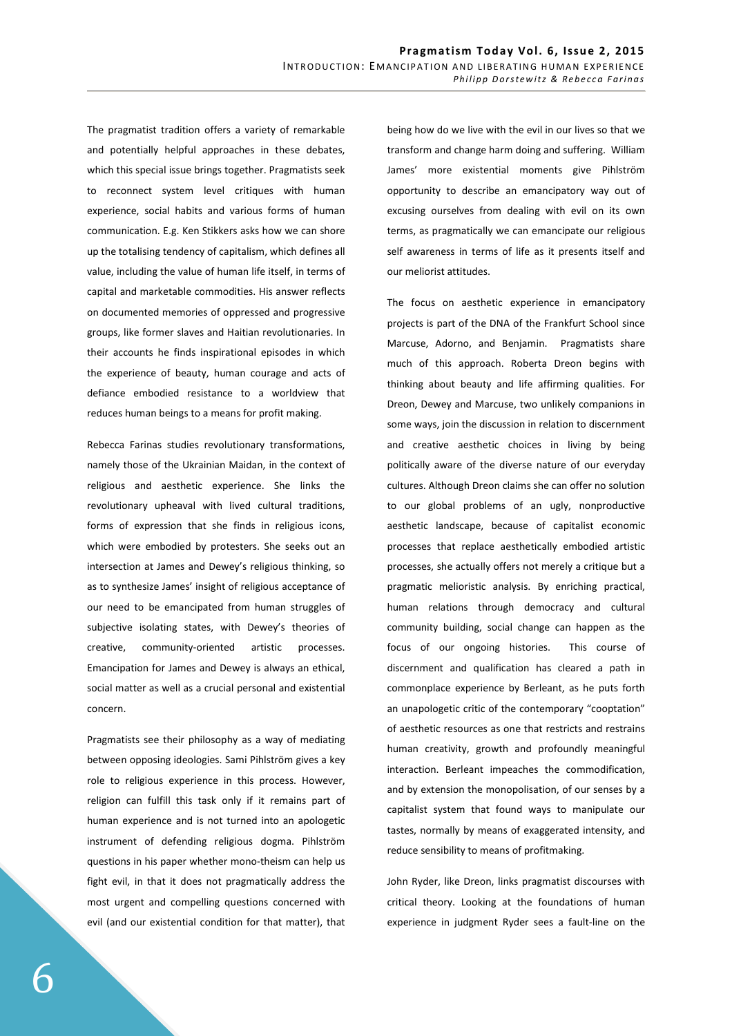The pragmatist tradition offers a variety of remarkable and potentially helpful approaches in these debates, which this special issue brings together. Pragmatists seek to reconnect system level critiques with human experience, social habits and various forms of human communication. E.g. Ken Stikkers asks how we can shore up the totalising tendency of capitalism, which defines all value, including the value of human life itself, in terms of capital and marketable commodities. His answer reflects on documented memories of oppressed and progressive groups, like former slaves and Haitian revolutionaries. In their accounts he finds inspirational episodes in which the experience of beauty, human courage and acts of defiance embodied resistance to a worldview that reduces human beings to a means for profit making.

Rebecca Farinas studies revolutionary transformations, namely those of the Ukrainian Maidan, in the context of religious and aesthetic experience. She links the revolutionary upheaval with lived cultural traditions, forms of expression that she finds in religious icons, which were embodied by protesters. She seeks out an intersection at James and Dewey's religious thinking, so as to synthesize James' insight of religious acceptance of our need to be emancipated from human struggles of subjective isolating states, with Dewey's theories of creative, community-oriented artistic processes. Emancipation for James and Dewey is always an ethical, social matter as well as a crucial personal and existential concern.

Pragmatists see their philosophy as a way of mediating between opposing ideologies. Sami Pihlström gives a key role to religious experience in this process. However, religion can fulfill this task only if it remains part of human experience and is not turned into an apologetic instrument of defending religious dogma. Pihlström questions in his paper whether mono-theism can help us fight evil, in that it does not pragmatically address the most urgent and compelling questions concerned with evil (and our existential condition for that matter), that being how do we live with the evil in our lives so that we transform and change harm doing and suffering. William James' more existential moments give Pihlström opportunity to describe an emancipatory way out of excusing ourselves from dealing with evil on its own terms, as pragmatically we can emancipate our religious self awareness in terms of life as it presents itself and our meliorist attitudes.

The focus on aesthetic experience in emancipatory projects is part of the DNA of the Frankfurt School since Marcuse, Adorno, and Benjamin. Pragmatists share much of this approach. Roberta Dreon begins with thinking about beauty and life affirming qualities. For Dreon, Dewey and Marcuse, two unlikely companions in some ways, join the discussion in relation to discernment and creative aesthetic choices in living by being politically aware of the diverse nature of our everyday cultures. Although Dreon claims she can offer no solution to our global problems of an ugly, nonproductive aesthetic landscape, because of capitalist economic processes that replace aesthetically embodied artistic processes, she actually offers not merely a critique but a pragmatic melioristic analysis. By enriching practical, human relations through democracy and cultural community building, social change can happen as the focus of our ongoing histories. This course of discernment and qualification has cleared a path in commonplace experience by Berleant, as he puts forth an unapologetic critic of the contemporary "cooptation" of aesthetic resources as one that restricts and restrains human creativity, growth and profoundly meaningful interaction. Berleant impeaches the commodification, and by extension the monopolisation, of our senses by a capitalist system that found ways to manipulate our tastes, normally by means of exaggerated intensity, and reduce sensibility to means of profitmaking.

John Ryder, like Dreon, links pragmatist discourses with critical theory. Looking at the foundations of human experience in judgment Ryder sees a fault-line on the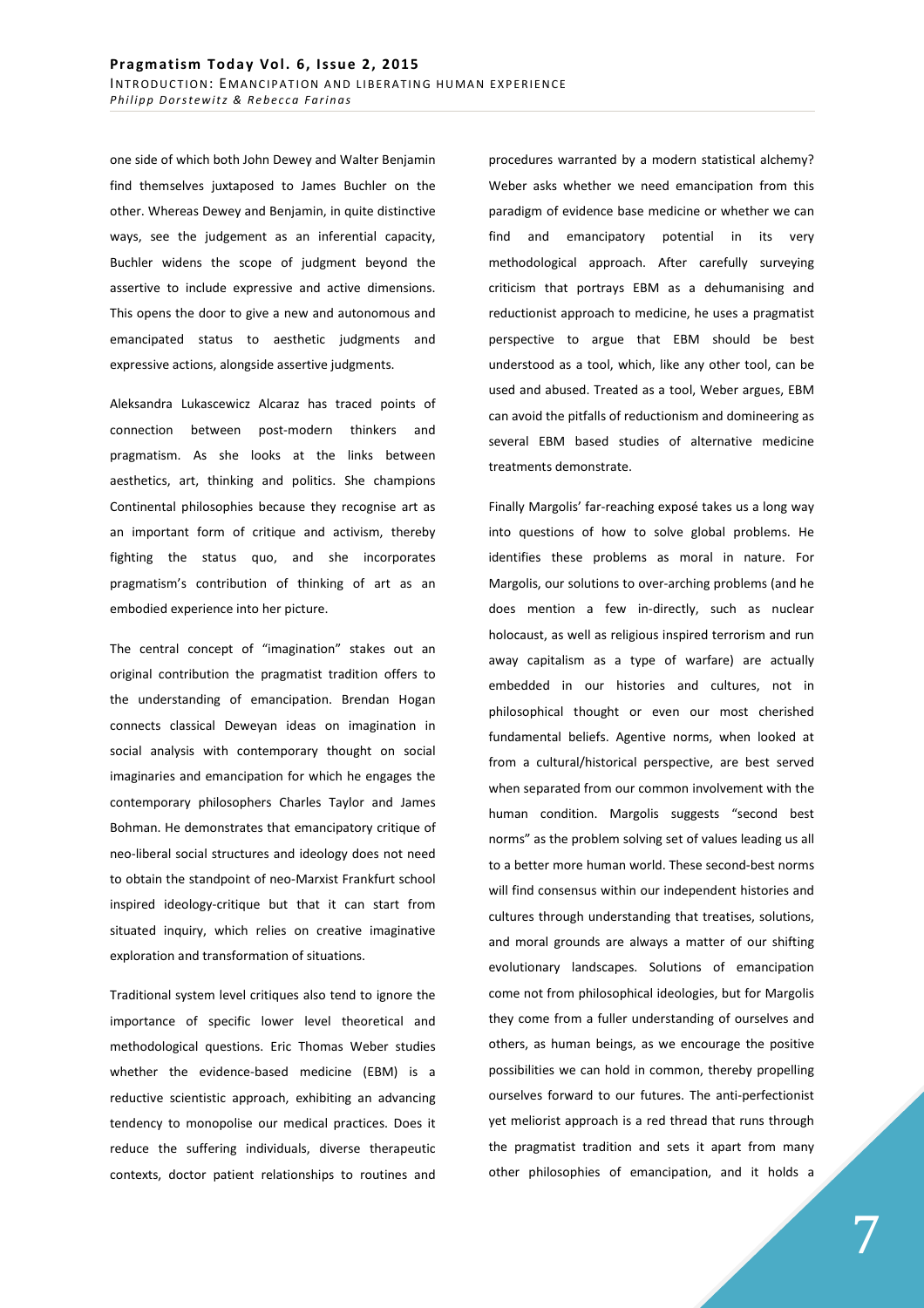one side of which both John Dewey and Walter Benjamin find themselves juxtaposed to James Buchler on the other. Whereas Dewey and Benjamin, in quite distinctive ways, see the judgement as an inferential capacity, Buchler widens the scope of judgment beyond the assertive to include expressive and active dimensions. This opens the door to give a new and autonomous and emancipated status to aesthetic judgments and expressive actions, alongside assertive judgments.

Aleksandra Lukascewicz Alcaraz has traced points of connection between post-modern thinkers and pragmatism. As she looks at the links between aesthetics, art, thinking and politics. She champions Continental philosophies because they recognise art as an important form of critique and activism, thereby fighting the status quo, and she incorporates pragmatism's contribution of thinking of art as an embodied experience into her picture.

The central concept of "imagination" stakes out an original contribution the pragmatist tradition offers to the understanding of emancipation. Brendan Hogan connects classical Deweyan ideas on imagination in social analysis with contemporary thought on social imaginaries and emancipation for which he engages the contemporary philosophers Charles Taylor and James Bohman. He demonstrates that emancipatory critique of neo-liberal social structures and ideology does not need to obtain the standpoint of neo-Marxist Frankfurt school inspired ideology-critique but that it can start from situated inquiry, which relies on creative imaginative exploration and transformation of situations.

Traditional system level critiques also tend to ignore the importance of specific lower level theoretical and methodological questions. Eric Thomas Weber studies whether the evidence-based medicine (EBM) is a reductive scientistic approach, exhibiting an advancing tendency to monopolise our medical practices. Does it reduce the suffering individuals, diverse therapeutic contexts, doctor patient relationships to routines and procedures warranted by a modern statistical alchemy? Weber asks whether we need emancipation from this paradigm of evidence base medicine or whether we can find and emancipatory potential in its very methodological approach. After carefully surveying criticism that portrays EBM as a dehumanising and reductionist approach to medicine, he uses a pragmatist perspective to argue that EBM should be best understood as a tool, which, like any other tool, can be used and abused. Treated as a tool, Weber argues, EBM can avoid the pitfalls of reductionism and domineering as several EBM based studies of alternative medicine treatments demonstrate.

Finally Margolis' far-reaching exposé takes us a long way into questions of how to solve global problems. He identifies these problems as moral in nature. For Margolis, our solutions to over-arching problems (and he does mention a few in-directly, such as nuclear holocaust, as well as religious inspired terrorism and run away capitalism as a type of warfare) are actually embedded in our histories and cultures, not in philosophical thought or even our most cherished fundamental beliefs. Agentive norms, when looked at from a cultural/historical perspective, are best served when separated from our common involvement with the human condition. Margolis suggests "second best norms" as the problem solving set of values leading us all to a better more human world. These second-best norms will find consensus within our independent histories and cultures through understanding that treatises, solutions, and moral grounds are always a matter of our shifting evolutionary landscapes. Solutions of emancipation come not from philosophical ideologies, but for Margolis they come from a fuller understanding of ourselves and others, as human beings, as we encourage the positive possibilities we can hold in common, thereby propelling ourselves forward to our futures. The anti-perfectionist yet meliorist approach is a red thread that runs through the pragmatist tradition and sets it apart from many other philosophies of emancipation, and it holds a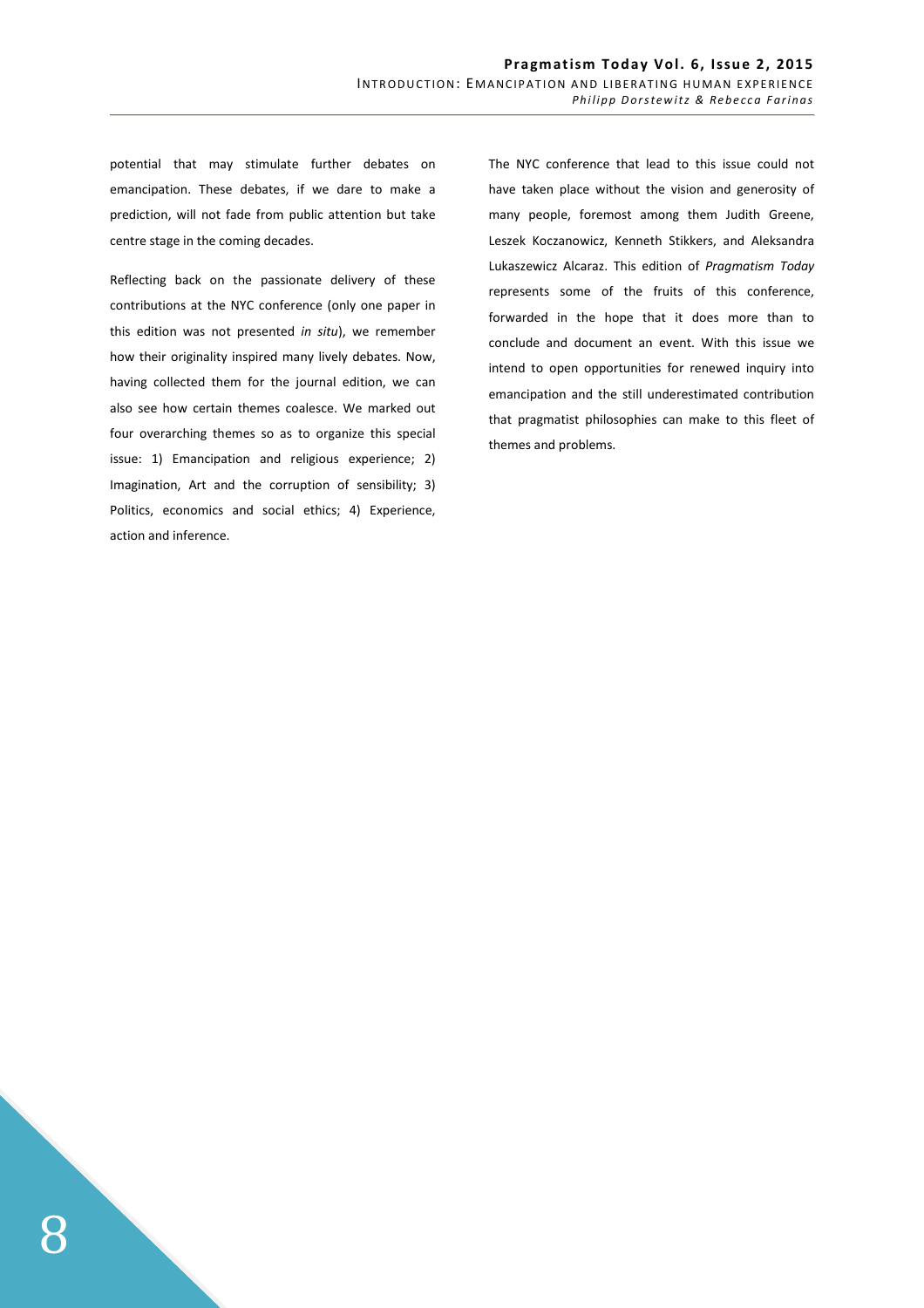potential that may stimulate further debates on emancipation. These debates, if we dare to make a prediction, will not fade from public attention but take centre stage in the coming decades.

Reflecting back on the passionate delivery of these contributions at the NYC conference (only one paper in this edition was not presented *in situ*), we remember how their originality inspired many lively debates. Now, having collected them for the journal edition, we can also see how certain themes coalesce. We marked out four overarching themes so as to organize this special issue: 1) Emancipation and religious experience; 2) Imagination, Art and the corruption of sensibility; 3) Politics, economics and social ethics; 4) Experience, action and inference.

The NYC conference that lead to this issue could not have taken place without the vision and generosity of many people, foremost among them Judith Greene, Leszek Koczanowicz, Kenneth Stikkers, and Aleksandra Lukaszewicz Alcaraz. This edition of *Pragmatism Today* represents some of the fruits of this conference, forwarded in the hope that it does more than to conclude and document an event. With this issue we intend to open opportunities for renewed inquiry into emancipation and the still underestimated contribution that pragmatist philosophies can make to this fleet of themes and problems.